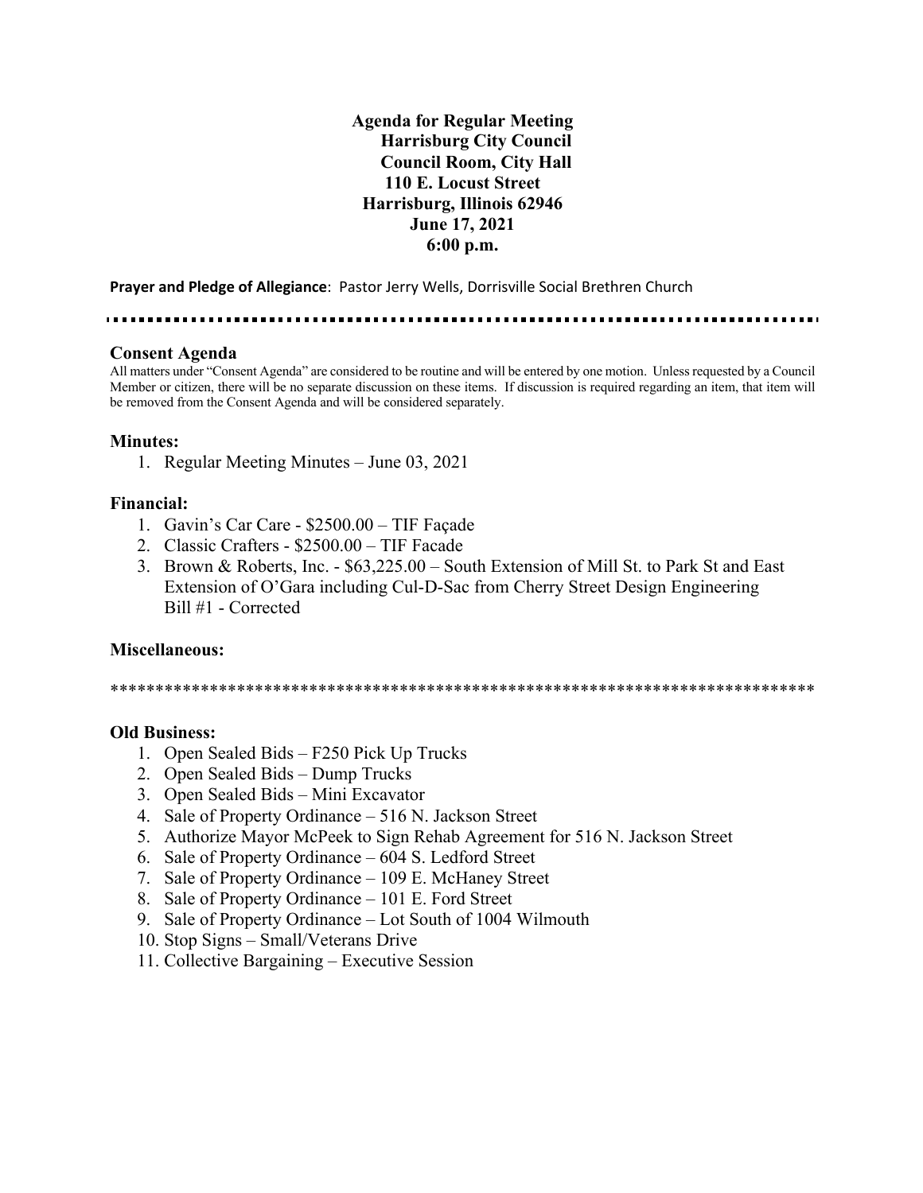**Agenda for Regular Meeting**
**Harrisburg City Council**
**Council Room, City Hall**
**110 E. Locust Street**
**Harrisburg, Illinois 62946**
**June 17, 2021**
**6:00 p.m.**

**Prayer and Pledge of Allegiance**: Pastor Jerry Wells, Dorrisville Social Brethren Church

---

## Consent Agenda

All matters under "Consent Agenda" are considered to be routine and will be entered by one motion. Unless requested by a Council Member or citizen, there will be no separate discussion on these items. If discussion is required regarding an item, that item will be removed from the Consent Agenda and will be considered separately.

### Minutes:

1. Regular Meeting Minutes – June 03, 2021

### Financial:

1. Gavin's Car Care - $2500.00 – TIF Façade
2. Classic Crafters - $2500.00 – TIF Facade
3. Brown & Roberts, Inc. - $63,225.00 – South Extension of Mill St. to Park St and East Extension of O'Gara including Cul-D-Sac from Cherry Street Design Engineering Bill #1 - Corrected

### Miscellaneous:

*******************************************************************************

### Old Business:

1. Open Sealed Bids – F250 Pick Up Trucks
2. Open Sealed Bids – Dump Trucks
3. Open Sealed Bids – Mini Excavator
4. Sale of Property Ordinance – 516 N. Jackson Street
5. Authorize Mayor McPeek to Sign Rehab Agreement for 516 N. Jackson Street
6. Sale of Property Ordinance – 604 S. Ledford Street
7. Sale of Property Ordinance – 109 E. McHaney Street
8. Sale of Property Ordinance – 101 E. Ford Street
9. Sale of Property Ordinance – Lot South of 1004 Wilmouth
10. Stop Signs – Small/Veterans Drive
11. Collective Bargaining – Executive Session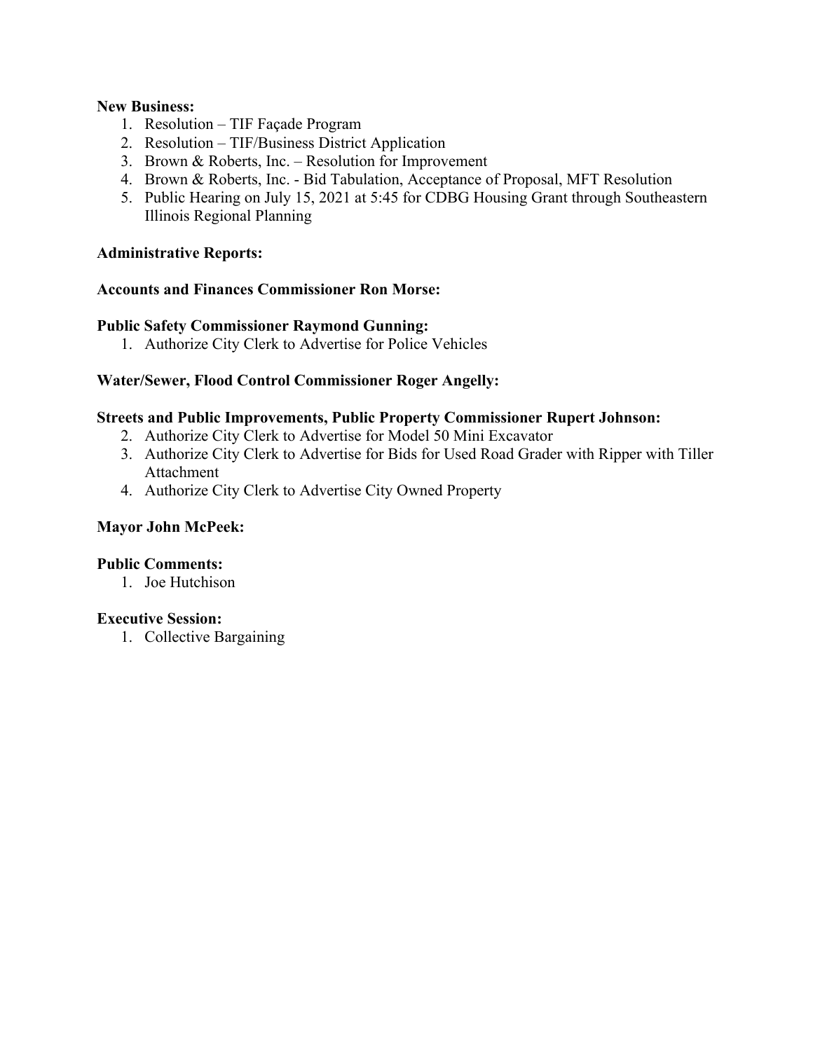**New Business:**

1. Resolution – TIF Façade Program
2. Resolution – TIF/Business District Application
3. Brown & Roberts, Inc. – Resolution for Improvement
4. Brown & Roberts, Inc. - Bid Tabulation, Acceptance of Proposal, MFT Resolution
5. Public Hearing on July 15, 2021 at 5:45 for CDBG Housing Grant through Southeastern Illinois Regional Planning

**Administrative Reports:**

**Accounts and Finances Commissioner Ron Morse:**

**Public Safety Commissioner Raymond Gunning:**

1. Authorize City Clerk to Advertise for Police Vehicles

**Water/Sewer, Flood Control Commissioner Roger Angelly:**

**Streets and Public Improvements, Public Property Commissioner Rupert Johnson:**

2. Authorize City Clerk to Advertise for Model 50 Mini Excavator
3. Authorize City Clerk to Advertise for Bids for Used Road Grader with Ripper with Tiller Attachment
4. Authorize City Clerk to Advertise City Owned Property

**Mayor John McPeek:**

**Public Comments:**

1. Joe Hutchison

**Executive Session:**

1. Collective Bargaining